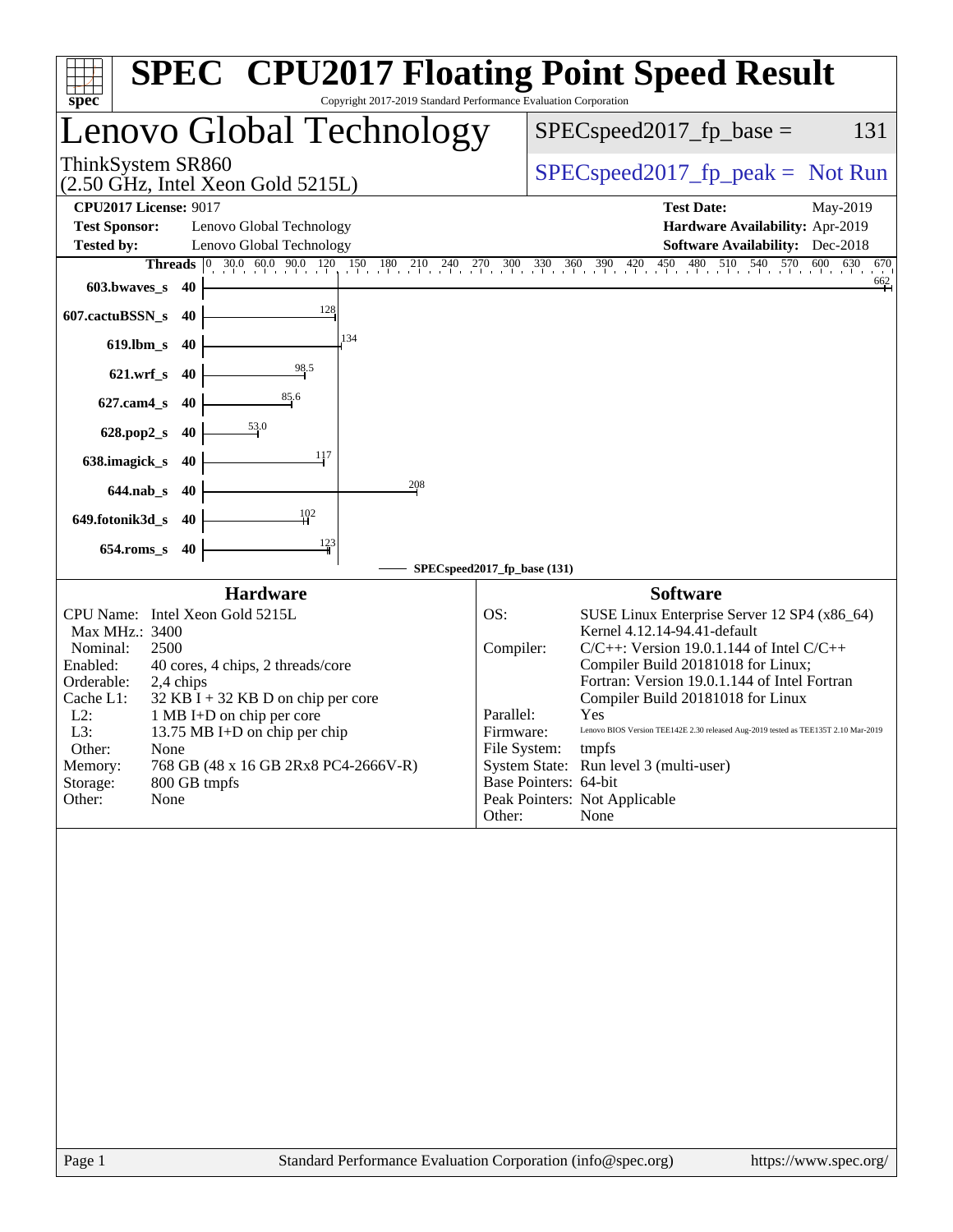# SPEC CPU2017 Floating Point Speed Result

Copyright 2017-2019 Standard Performance Evaluation Corporation

## Lenovo Global Technology

ThinkSystem SR860
(2.50 GHz, Intel Xeon Gold 5215L)

SPECspeed2017_fp_base = 131

SPECspeed2017_fp_peak = Not Run

**CPU2017 License:** 9017
**Test Sponsor:** Lenovo Global Technology
**Tested by:** Lenovo Global Technology

**Test Date:** May-2019
**Hardware Availability:** Apr-2019
**Software Availability:** Dec-2018

| Benchmark | Threads | SPECspeed2017_fp_base |
|---|---|---|
| 603.bwaves_s | 40 | 662 |
| 607.cactuBSSN_s | 40 | 128 |
| 619.lbm_s | 40 | 134 |
| 621.wrf_s | 40 | 98.5 |
| 627.cam4_s | 40 | 85.6 |
| 628.pop2_s | 40 | 53.0 |
| 638.imagick_s | 40 | 117 |
| 644.nab_s | 40 | 208 |
| 649.fotonik3d_s | 40 | 102 |
| 654.roms_s | 40 | 123 |

SPECspeed2017_fp_base (131)

### Hardware

| | |
|---|---|
| CPU Name: | Intel Xeon Gold 5215L |
| Max MHz.: | 3400 |
| Nominal: | 2500 |
| Enabled: | 40 cores, 4 chips, 2 threads/core |
| Orderable: | 2,4 chips |
| Cache L1: | 32 KB I + 32 KB D on chip per core |
| L2: | 1 MB I+D on chip per core |
| L3: | 13.75 MB I+D on chip per chip |
| Other: | None |
| Memory: | 768 GB (48 x 16 GB 2Rx8 PC4-2666V-R) |
| Storage: | 800 GB tmpfs |
| Other: | None |

### Software

| | |
|---|---|
| OS: | SUSE Linux Enterprise Server 12 SP4 (x86_64) Kernel 4.12.14-94.41-default |
| Compiler: | C/C++: Version 19.0.1.144 of Intel C/C++ Compiler Build 20181018 for Linux; Fortran: Version 19.0.1.144 of Intel Fortran Compiler Build 20181018 for Linux |
| Parallel: | Yes |
| Firmware: | Lenovo BIOS Version TEE142E 2.30 released Aug-2019 tested as TEE135T 2.10 Mar-2019 |
| File System: | tmpfs |
| System State: | Run level 3 (multi-user) |
| Base Pointers: | 64-bit |
| Peak Pointers: | Not Applicable |
| Other: | None |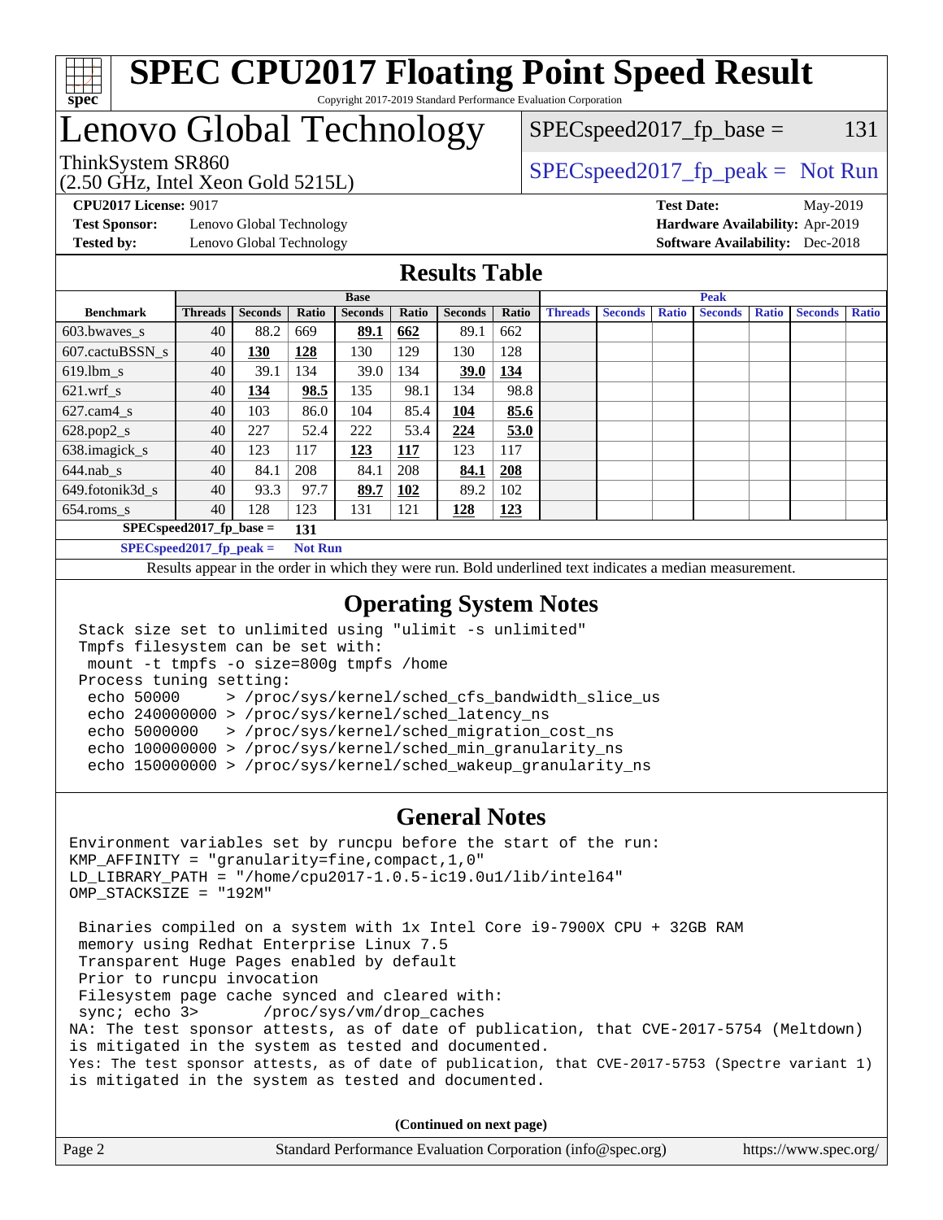# SPEC CPU2017 Floating Point Speed Result

Copyright 2017-2019 Standard Performance Evaluation Corporation

## Lenovo Global Technology

ThinkSystem SR860
(2.50 GHz, Intel Xeon Gold 5215L)

SPECspeed2017_fp_base = 131

SPECspeed2017_fp_peak = Not Run

**CPU2017 License:** 9017
**Test Sponsor:** Lenovo Global Technology
**Tested by:** Lenovo Global Technology

**Test Date:** May-2019
**Hardware Availability:** Apr-2019
**Software Availability:** Dec-2018

## Results Table

| | Base | | | | | | | Peak | | | | | | |
|---|---|---|---|---|---|---|---|---|---|---|---|---|---|---|
| **Benchmark** | **Threads** | **Seconds** | **Ratio** | **Seconds** | **Ratio** | **Seconds** | **Ratio** | **Threads** | **Seconds** | **Ratio** | **Seconds** | **Ratio** | **Seconds** | **Ratio** |
| 603.bwaves_s | 40 | 88.2 | 669 | **89.1** | **662** | 89.1 | 662 | | | | | | | |
| 607.cactuBSSN_s | 40 | **130** | **128** | 130 | 129 | 130 | 128 | | | | | | | |
| 619.lbm_s | 40 | 39.1 | 134 | 39.0 | 134 | **39.0** | **134** | | | | | | | |
| 621.wrf_s | 40 | **134** | **98.5** | 135 | 98.1 | 134 | 98.8 | | | | | | | |
| 627.cam4_s | 40 | 103 | 86.0 | 104 | 85.4 | **104** | **85.6** | | | | | | | |
| 628.pop2_s | 40 | 227 | 52.4 | 222 | 53.4 | **224** | **53.0** | | | | | | | |
| 638.imagick_s | 40 | 123 | 117 | **123** | **117** | 123 | 117 | | | | | | | |
| 644.nab_s | 40 | 84.1 | 208 | 84.1 | 208 | **84.1** | **208** | | | | | | | |
| 649.fotonik3d_s | 40 | 93.3 | 97.7 | **89.7** | **102** | 89.2 | 102 | | | | | | | |
| 654.roms_s | 40 | 128 | 123 | 131 | 121 | **128** | **123** | | | | | | | |

**SPECspeed2017_fp_base =** **131**

**SPECspeed2017_fp_peak =** **Not Run**

Results appear in the order in which they were run. Bold underlined text indicates a median measurement.

## Operating System Notes

```
Stack size set to unlimited using "ulimit -s unlimited"
Tmpfs filesystem can be set with:
 mount -t tmpfs -o size=800g tmpfs /home
Process tuning setting:
 echo 50000     > /proc/sys/kernel/sched_cfs_bandwidth_slice_us
 echo 240000000 > /proc/sys/kernel/sched_latency_ns
 echo 5000000   > /proc/sys/kernel/sched_migration_cost_ns
 echo 100000000 > /proc/sys/kernel/sched_min_granularity_ns
 echo 150000000 > /proc/sys/kernel/sched_wakeup_granularity_ns
```

## General Notes

```
Environment variables set by runcpu before the start of the run:
KMP_AFFINITY = "granularity=fine,compact,1,0"
LD_LIBRARY_PATH = "/home/cpu2017-1.0.5-ic19.0u1/lib/intel64"
OMP_STACKSIZE = "192M"

 Binaries compiled on a system with 1x Intel Core i9-7900X CPU + 32GB RAM
 memory using Redhat Enterprise Linux 7.5
 Transparent Huge Pages enabled by default
 Prior to runcpu invocation
 Filesystem page cache synced and cleared with:
 sync; echo 3>       /proc/sys/vm/drop_caches
NA: The test sponsor attests, as of date of publication, that CVE-2017-5754 (Meltdown)
is mitigated in the system as tested and documented.
Yes: The test sponsor attests, as of date of publication, that CVE-2017-5753 (Spectre variant 1)
is mitigated in the system as tested and documented.
```

**(Continued on next page)**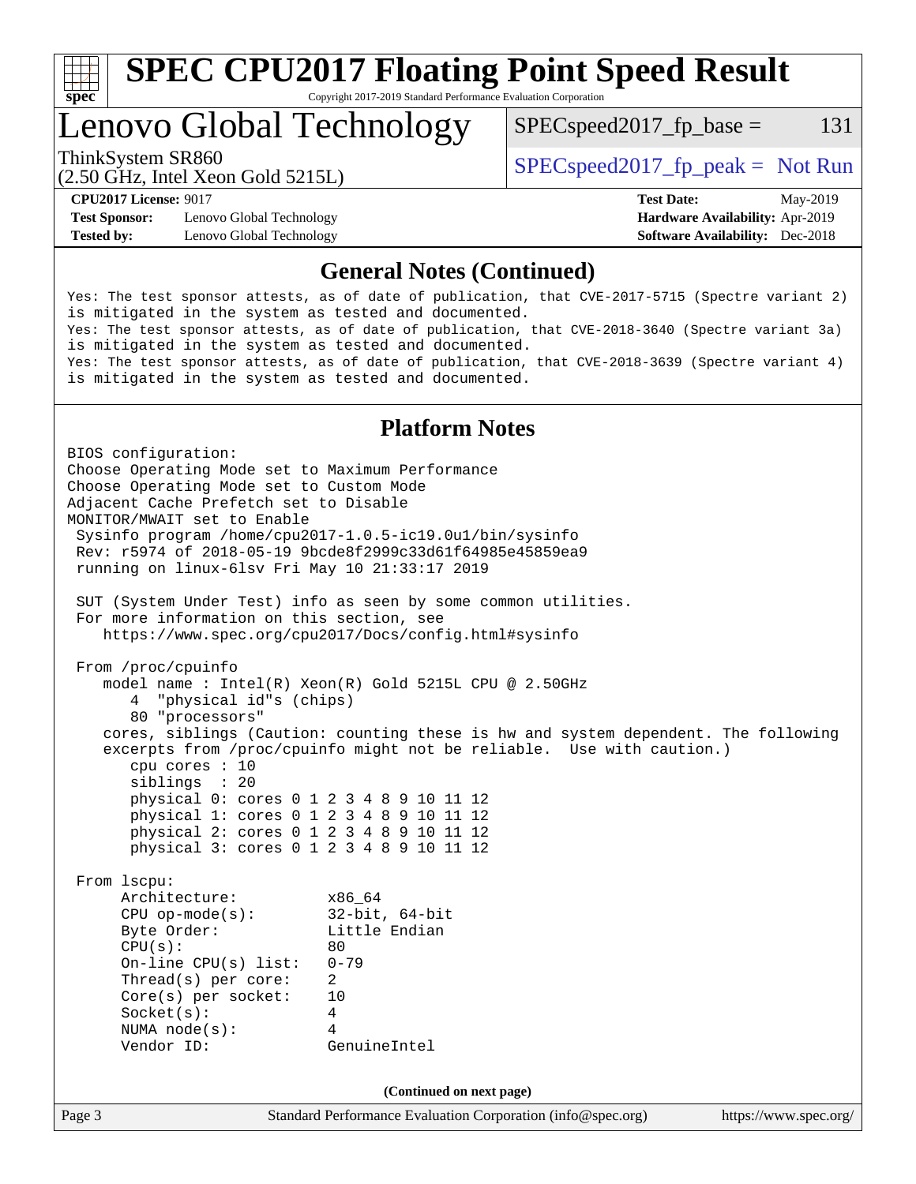## General Notes (Continued)

```
Yes: The test sponsor attests, as of date of publication, that CVE-2017-5715 (Spectre variant 2)
is mitigated in the system as tested and documented.
Yes: The test sponsor attests, as of date of publication, that CVE-2018-3640 (Spectre variant 3a)
is mitigated in the system as tested and documented.
Yes: The test sponsor attests, as of date of publication, that CVE-2018-3639 (Spectre variant 4)
is mitigated in the system as tested and documented.
```

## Platform Notes

```
BIOS configuration:
Choose Operating Mode set to Maximum Performance
Choose Operating Mode set to Custom Mode
Adjacent Cache Prefetch set to Disable
MONITOR/MWAIT set to Enable
 Sysinfo program /home/cpu2017-1.0.5-ic19.0u1/bin/sysinfo
 Rev: r5974 of 2018-05-19 9bcde8f2999c33d61f64985e45859ea9
 running on linux-6lsv Fri May 10 21:33:17 2019

 SUT (System Under Test) info as seen by some common utilities.
 For more information on this section, see
    https://www.spec.org/cpu2017/Docs/config.html#sysinfo

 From /proc/cpuinfo
    model name : Intel(R) Xeon(R) Gold 5215L CPU @ 2.50GHz
       4  "physical id"s (chips)
       80 "processors"
    cores, siblings (Caution: counting these is hw and system dependent. The following
    excerpts from /proc/cpuinfo might not be reliable.  Use with caution.)
       cpu cores : 10
       siblings  : 20
       physical 0: cores 0 1 2 3 4 8 9 10 11 12
       physical 1: cores 0 1 2 3 4 8 9 10 11 12
       physical 2: cores 0 1 2 3 4 8 9 10 11 12
       physical 3: cores 0 1 2 3 4 8 9 10 11 12

 From lscpu:
      Architecture:          x86_64
      CPU op-mode(s):        32-bit, 64-bit
      Byte Order:            Little Endian
      CPU(s):                80
      On-line CPU(s) list:   0-79
      Thread(s) per core:    2
      Core(s) per socket:    10
      Socket(s):             4
      NUMA node(s):          4
      Vendor ID:             GenuineIntel
```

(Continued on next page)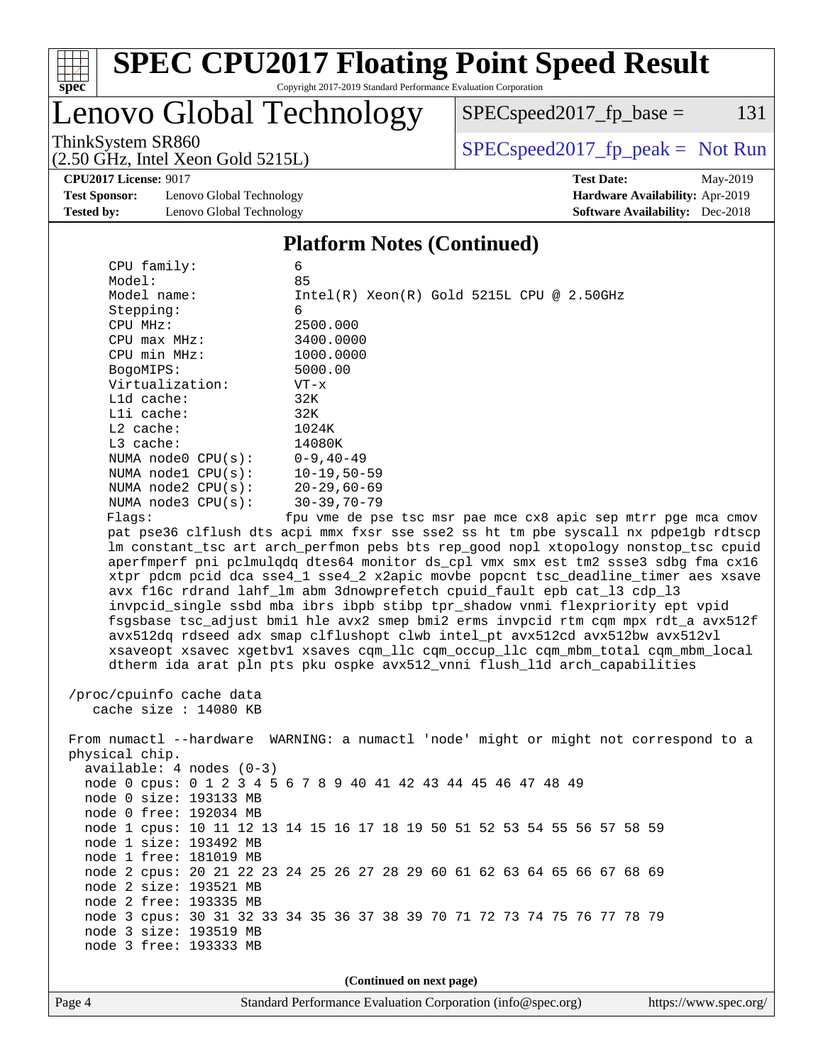# Lenovo Global Technology

ThinkSystem SR860
(2.50 GHz, Intel Xeon Gold 5215L)

SPECspeed2017_fp_base = 131

SPECspeed2017_fp_peak = Not Run

**CPU2017 License:** 9017
**Test Sponsor:** Lenovo Global Technology
**Tested by:** Lenovo Global Technology

**Test Date:** May-2019
**Hardware Availability:** Apr-2019
**Software Availability:** Dec-2018

## Platform Notes (Continued)

```
    CPU family:            6
    Model:                 85
    Model name:            Intel(R) Xeon(R) Gold 5215L CPU @ 2.50GHz
    Stepping:              6
    CPU MHz:               2500.000
    CPU max MHz:           3400.0000
    CPU min MHz:           1000.0000
    BogoMIPS:              5000.00
    Virtualization:        VT-x
    L1d cache:             32K
    L1i cache:             32K
    L2 cache:              1024K
    L3 cache:              14080K
    NUMA node0 CPU(s):     0-9,40-49
    NUMA node1 CPU(s):     10-19,50-59
    NUMA node2 CPU(s):     20-29,60-69
    NUMA node3 CPU(s):     30-39,70-79
    Flags:                 fpu vme de pse tsc msr pae mce cx8 apic sep mtrr pge mca cmov
    pat pse36 clflush dts acpi mmx fxsr sse sse2 ss ht tm pbe syscall nx pdpe1gb rdtscp
    lm constant_tsc art arch_perfmon pebs bts rep_good nopl xtopology nonstop_tsc cpuid
    aperfmperf pni pclmulqdq dtes64 monitor ds_cpl vmx smx est tm2 ssse3 sdbg fma cx16
    xtpr pdcm pcid dca sse4_1 sse4_2 x2apic movbe popcnt tsc_deadline_timer aes xsave
    avx f16c rdrand lahf_lm abm 3dnowprefetch cpuid_fault epb cat_l3 cdp_l3
    invpcid_single ssbd mba ibrs ibpb stibp tpr_shadow vnmi flexpriority ept vpid
    fsgsbase tsc_adjust bmi1 hle avx2 smep bmi2 erms invpcid rtm cqm mpx rdt_a avx512f
    avx512dq rdseed adx smap clflushopt clwb intel_pt avx512cd avx512bw avx512vl
    xsaveopt xsavec xgetbv1 xsaves cqm_llc cqm_occup_llc cqm_mbm_total cqm_mbm_local
    dtherm ida arat pln pts pku ospke avx512_vnni flush_l1d arch_capabilities

 /proc/cpuinfo cache data
    cache size : 14080 KB

 From numactl --hardware  WARNING: a numactl 'node' might or might not correspond to a
 physical chip.
   available: 4 nodes (0-3)
   node 0 cpus: 0 1 2 3 4 5 6 7 8 9 40 41 42 43 44 45 46 47 48 49
   node 0 size: 193133 MB
   node 0 free: 192034 MB
   node 1 cpus: 10 11 12 13 14 15 16 17 18 19 50 51 52 53 54 55 56 57 58 59
   node 1 size: 193492 MB
   node 1 free: 181019 MB
   node 2 cpus: 20 21 22 23 24 25 26 27 28 29 60 61 62 63 64 65 66 67 68 69
   node 2 size: 193521 MB
   node 2 free: 193335 MB
   node 3 cpus: 30 31 32 33 34 35 36 37 38 39 70 71 72 73 74 75 76 77 78 79
   node 3 size: 193519 MB
   node 3 free: 193333 MB
```

**(Continued on next page)**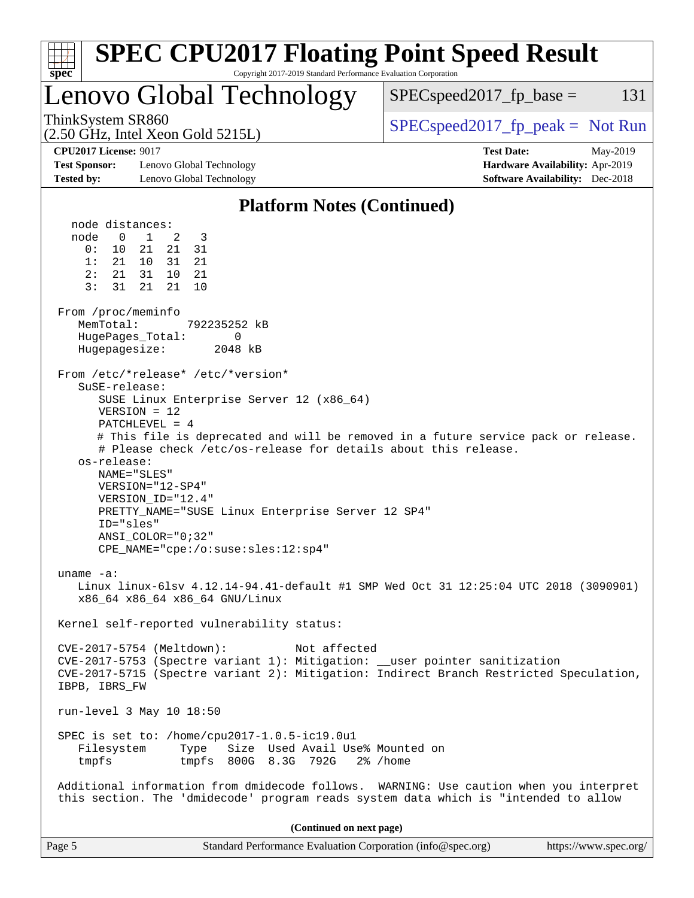## Platform Notes (Continued)

```
  node distances:
  node   0   1   2   3
    0:  10  21  21  31
    1:  21  10  31  21
    2:  21  31  10  21
    3:  31  21  21  10

From /proc/meminfo
   MemTotal:       792235252 kB
   HugePages_Total:       0
   Hugepagesize:       2048 kB

From /etc/*release* /etc/*version*
   SuSE-release:
      SUSE Linux Enterprise Server 12 (x86_64)
      VERSION = 12
      PATCHLEVEL = 4
      # This file is deprecated and will be removed in a future service pack or release.
      # Please check /etc/os-release for details about this release.
   os-release:
      NAME="SLES"
      VERSION="12-SP4"
      VERSION_ID="12.4"
      PRETTY_NAME="SUSE Linux Enterprise Server 12 SP4"
      ID="sles"
      ANSI_COLOR="0;32"
      CPE_NAME="cpe:/o:suse:sles:12:sp4"

uname -a:
   Linux linux-6lsv 4.12.14-94.41-default #1 SMP Wed Oct 31 12:25:04 UTC 2018 (3090901)
   x86_64 x86_64 x86_64 GNU/Linux

Kernel self-reported vulnerability status:

CVE-2017-5754 (Meltdown):          Not affected
CVE-2017-5753 (Spectre variant 1): Mitigation: __user pointer sanitization
CVE-2017-5715 (Spectre variant 2): Mitigation: Indirect Branch Restricted Speculation,
IBPB, IBRS_FW

run-level 3 May 10 18:50

SPEC is set to: /home/cpu2017-1.0.5-ic19.0u1
   Filesystem     Type   Size  Used Avail Use% Mounted on
   tmpfs          tmpfs  800G  8.3G  792G   2% /home

Additional information from dmidecode follows.  WARNING: Use caution when you interpret
this section. The 'dmidecode' program reads system data which is "intended to allow
```

(Continued on next page)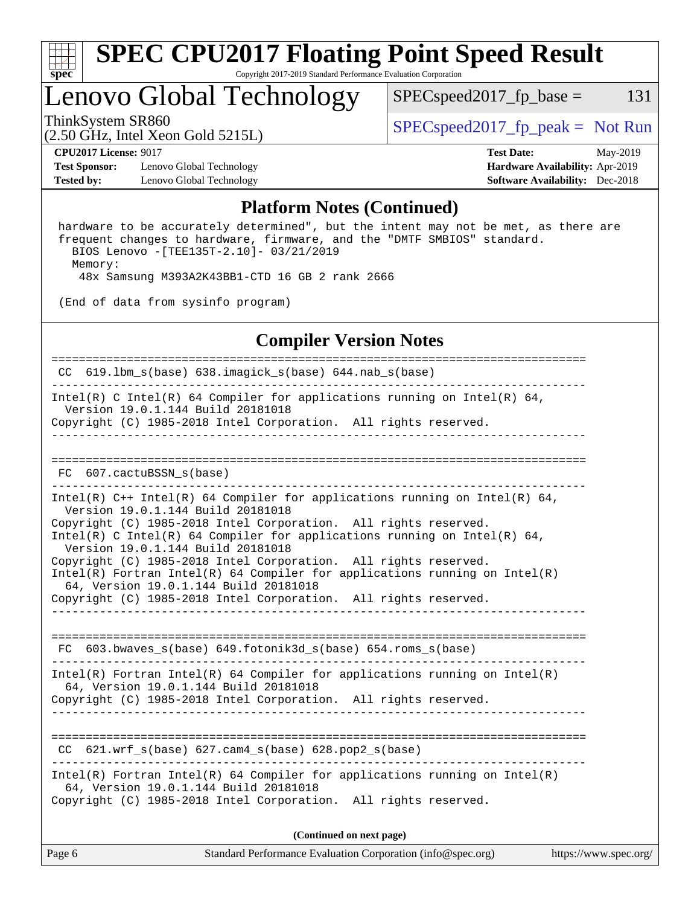## Platform Notes (Continued)

```
 hardware to be accurately determined", but the intent may not be met, as there are
 frequent changes to hardware, firmware, and the "DMTF SMBIOS" standard.
   BIOS Lenovo -[TEE135T-2.10]- 03/21/2019
   Memory:
     48x Samsung M393A2K43BB1-CTD 16 GB 2 rank 2666

 (End of data from sysinfo program)
```

## Compiler Version Notes

```
==============================================================================
 CC  619.lbm_s(base) 638.imagick_s(base) 644.nab_s(base)
------------------------------------------------------------------------------
Intel(R) C Intel(R) 64 Compiler for applications running on Intel(R) 64,
  Version 19.0.1.144 Build 20181018
Copyright (C) 1985-2018 Intel Corporation.  All rights reserved.
------------------------------------------------------------------------------

==============================================================================
 FC  607.cactuBSSN_s(base)
------------------------------------------------------------------------------
Intel(R) C++ Intel(R) 64 Compiler for applications running on Intel(R) 64,
  Version 19.0.1.144 Build 20181018
Copyright (C) 1985-2018 Intel Corporation.  All rights reserved.
Intel(R) C Intel(R) 64 Compiler for applications running on Intel(R) 64,
  Version 19.0.1.144 Build 20181018
Copyright (C) 1985-2018 Intel Corporation.  All rights reserved.
Intel(R) Fortran Intel(R) 64 Compiler for applications running on Intel(R)
  64, Version 19.0.1.144 Build 20181018
Copyright (C) 1985-2018 Intel Corporation.  All rights reserved.
------------------------------------------------------------------------------

==============================================================================
 FC  603.bwaves_s(base) 649.fotonik3d_s(base) 654.roms_s(base)
------------------------------------------------------------------------------
Intel(R) Fortran Intel(R) 64 Compiler for applications running on Intel(R)
  64, Version 19.0.1.144 Build 20181018
Copyright (C) 1985-2018 Intel Corporation.  All rights reserved.
------------------------------------------------------------------------------

==============================================================================
 CC  621.wrf_s(base) 627.cam4_s(base) 628.pop2_s(base)
------------------------------------------------------------------------------
Intel(R) Fortran Intel(R) 64 Compiler for applications running on Intel(R)
  64, Version 19.0.1.144 Build 20181018
Copyright (C) 1985-2018 Intel Corporation.  All rights reserved.
```

**(Continued on next page)**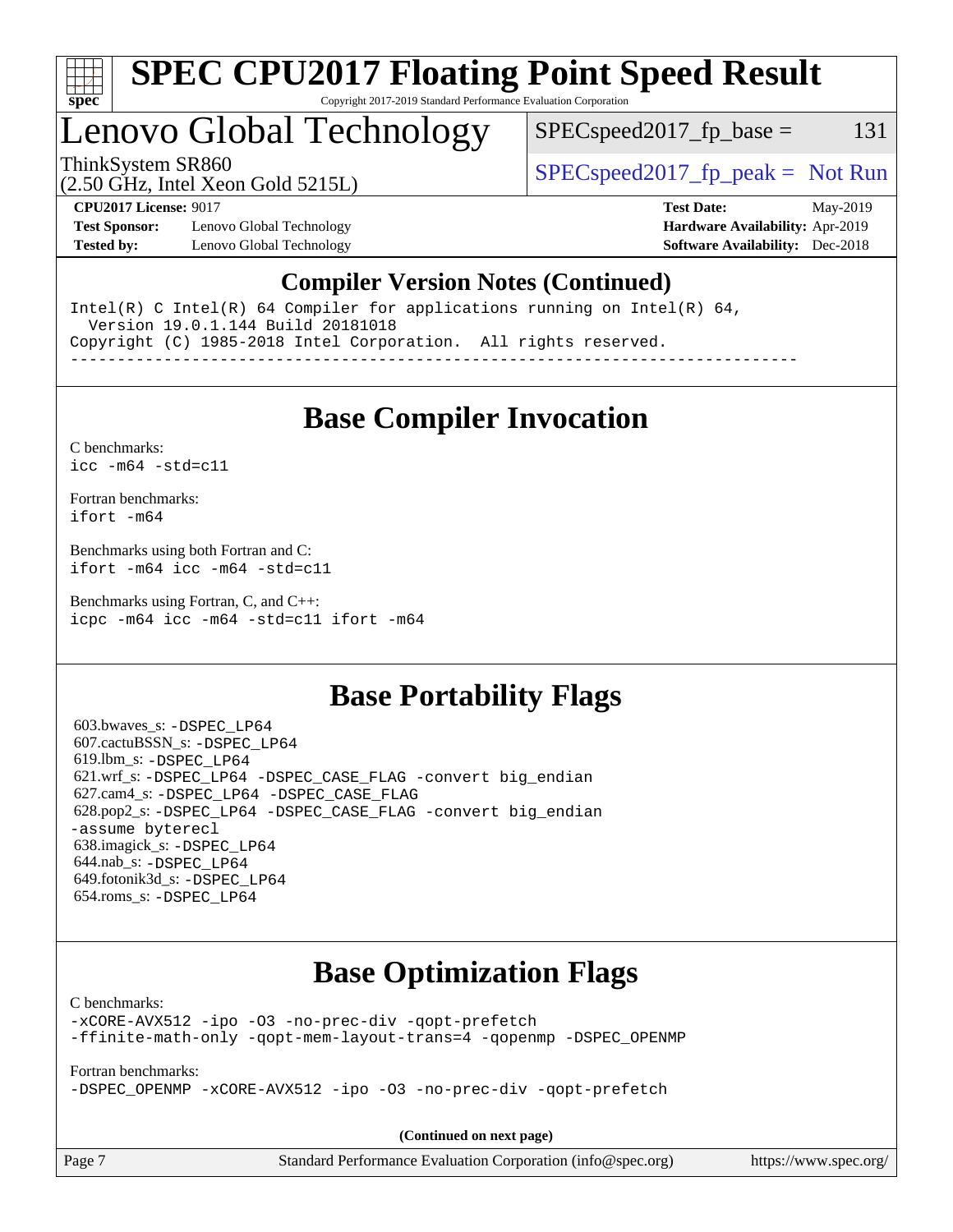# SPEC CPU2017 Floating Point Speed Result

Copyright 2017-2019 Standard Performance Evaluation Corporation

## Lenovo Global Technology

ThinkSystem SR860
(2.50 GHz, Intel Xeon Gold 5215L)

SPECspeed2017_fp_base = 131

SPECspeed2017_fp_peak = Not Run

**CPU2017 License:** 9017
**Test Sponsor:** Lenovo Global Technology
**Tested by:** Lenovo Global Technology

**Test Date:** May-2019
**Hardware Availability:** Apr-2019
**Software Availability:** Dec-2018

## Compiler Version Notes (Continued)

```
Intel(R) C Intel(R) 64 Compiler for applications running on Intel(R) 64,
  Version 19.0.1.144 Build 20181018
Copyright (C) 1985-2018 Intel Corporation.  All rights reserved.
------------------------------------------------------------------------------
```

## Base Compiler Invocation

C benchmarks:
`icc -m64 -std=c11`

Fortran benchmarks:
`ifort -m64`

Benchmarks using both Fortran and C:
`ifort -m64 icc -m64 -std=c11`

Benchmarks using Fortran, C, and C++:
`icpc -m64 icc -m64 -std=c11 ifort -m64`

## Base Portability Flags

603.bwaves_s: `-DSPEC_LP64`
607.cactuBSSN_s: `-DSPEC_LP64`
619.lbm_s: `-DSPEC_LP64`
621.wrf_s: `-DSPEC_LP64 -DSPEC_CASE_FLAG -convert big_endian`
627.cam4_s: `-DSPEC_LP64 -DSPEC_CASE_FLAG`
628.pop2_s: `-DSPEC_LP64 -DSPEC_CASE_FLAG -convert big_endian -assume byterecl`
638.imagick_s: `-DSPEC_LP64`
644.nab_s: `-DSPEC_LP64`
649.fotonik3d_s: `-DSPEC_LP64`
654.roms_s: `-DSPEC_LP64`

## Base Optimization Flags

C benchmarks:
`-xCORE-AVX512 -ipo -O3 -no-prec-div -qopt-prefetch -ffinite-math-only -qopt-mem-layout-trans=4 -qopenmp -DSPEC_OPENMP`

Fortran benchmarks:
`-DSPEC_OPENMP -xCORE-AVX512 -ipo -O3 -no-prec-div -qopt-prefetch`

**(Continued on next page)**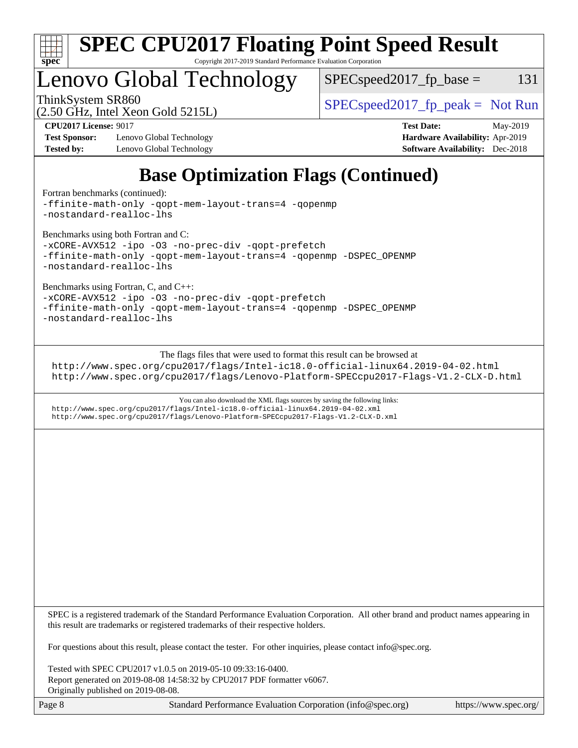# Base Optimization Flags (Continued)

Fortran benchmarks (continued):

```
-ffinite-math-only -qopt-mem-layout-trans=4 -qopenmp
-nostandard-realloc-lhs
```

Benchmarks using both Fortran and C:

```
-xCORE-AVX512 -ipo -O3 -no-prec-div -qopt-prefetch
-ffinite-math-only -qopt-mem-layout-trans=4 -qopenmp -DSPEC_OPENMP
-nostandard-realloc-lhs
```

Benchmarks using Fortran, C, and C++:

```
-xCORE-AVX512 -ipo -O3 -no-prec-div -qopt-prefetch
-ffinite-math-only -qopt-mem-layout-trans=4 -qopenmp -DSPEC_OPENMP
-nostandard-realloc-lhs
```

The flags files that were used to format this result can be browsed at

http://www.spec.org/cpu2017/flags/Intel-ic18.0-official-linux64.2019-04-02.html
http://www.spec.org/cpu2017/flags/Lenovo-Platform-SPECcpu2017-Flags-V1.2-CLX-D.html

You can also download the XML flags sources by saving the following links:

http://www.spec.org/cpu2017/flags/Intel-ic18.0-official-linux64.2019-04-02.xml
http://www.spec.org/cpu2017/flags/Lenovo-Platform-SPECcpu2017-Flags-V1.2-CLX-D.xml

SPEC is a registered trademark of the Standard Performance Evaluation Corporation. All other brand and product names appearing in this result are trademarks or registered trademarks of their respective holders.

For questions about this result, please contact the tester. For other inquiries, please contact info@spec.org.

Tested with SPEC CPU2017 v1.0.5 on 2019-05-10 09:33:16-0400.
Report generated on 2019-08-08 14:58:32 by CPU2017 PDF formatter v6067.
Originally published on 2019-08-08.